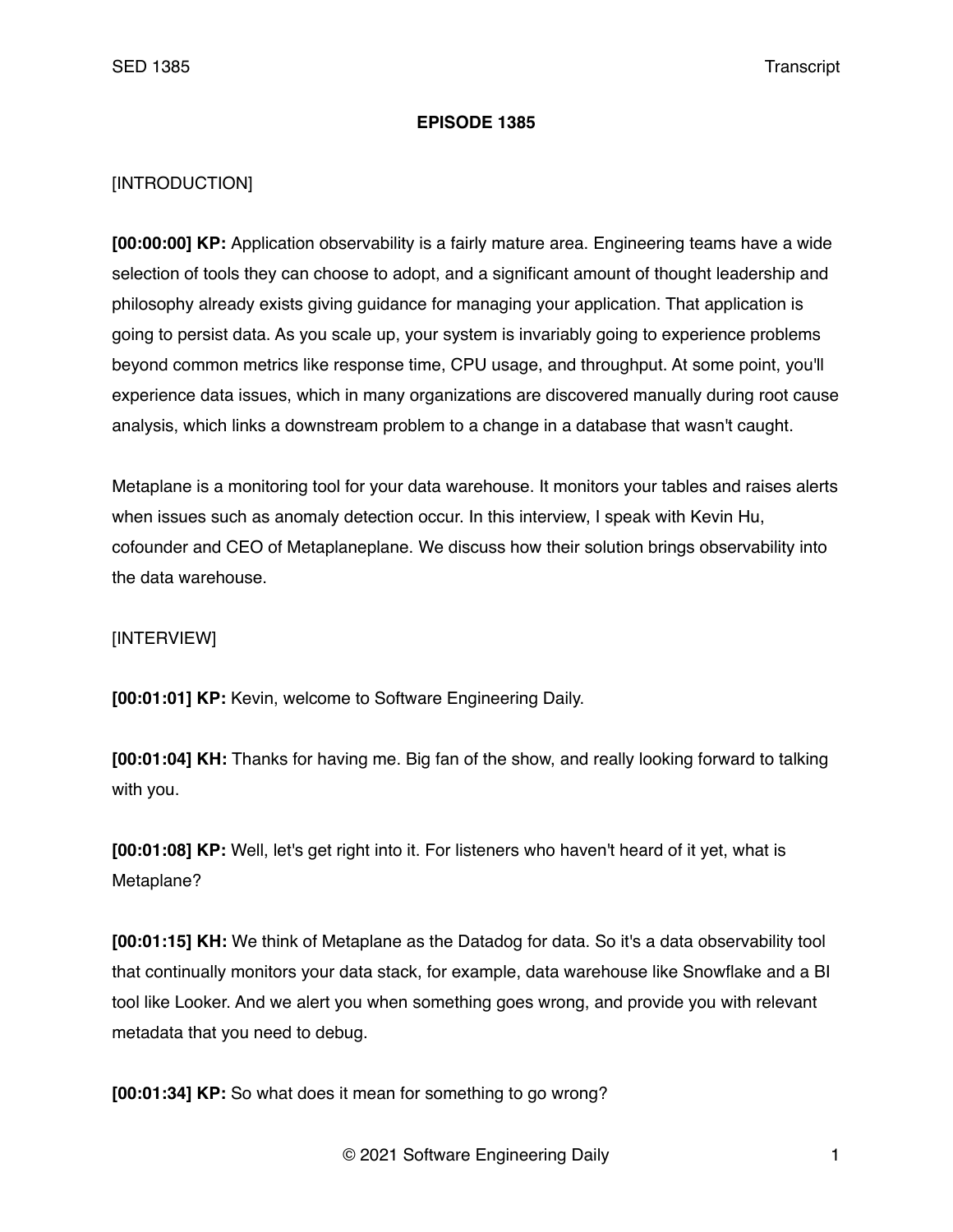**EPISODE 1385**

[INTRODUCTION]

**[00:00:00] KP:** Application observability is a fairly mature area. Engineering teams have a wide selection of tools they can choose to adopt, and a significant amount of thought leadership and philosophy already exists giving guidance for managing your application. That application is going to persist data. As you scale up, your system is invariably going to experience problems beyond common metrics like response time, CPU usage, and throughput. At some point, you'll experience data issues, which in many organizations are discovered manually during root cause analysis, which links a downstream problem to a change in a database that wasn't caught.

Metaplane is a monitoring tool for your data warehouse. It monitors your tables and raises alerts when issues such as anomaly detection occur. In this interview, I speak with Kevin Hu, cofounder and CEO of Metaplaneplane. We discuss how their solution brings observability into the data warehouse.

[INTERVIEW]

**[00:01:01] KP:** Kevin, welcome to Software Engineering Daily.

**[00:01:04] KH:** Thanks for having me. Big fan of the show, and really looking forward to talking with you.

**[00:01:08] KP:** Well, let's get right into it. For listeners who haven't heard of it yet, what is Metaplane?

**[00:01:15] KH:** We think of Metaplane as the Datadog for data. So it's a data observability tool that continually monitors your data stack, for example, data warehouse like Snowflake and a BI tool like Looker. And we alert you when something goes wrong, and provide you with relevant metadata that you need to debug.

**[00:01:34] KP:** So what does it mean for something to go wrong?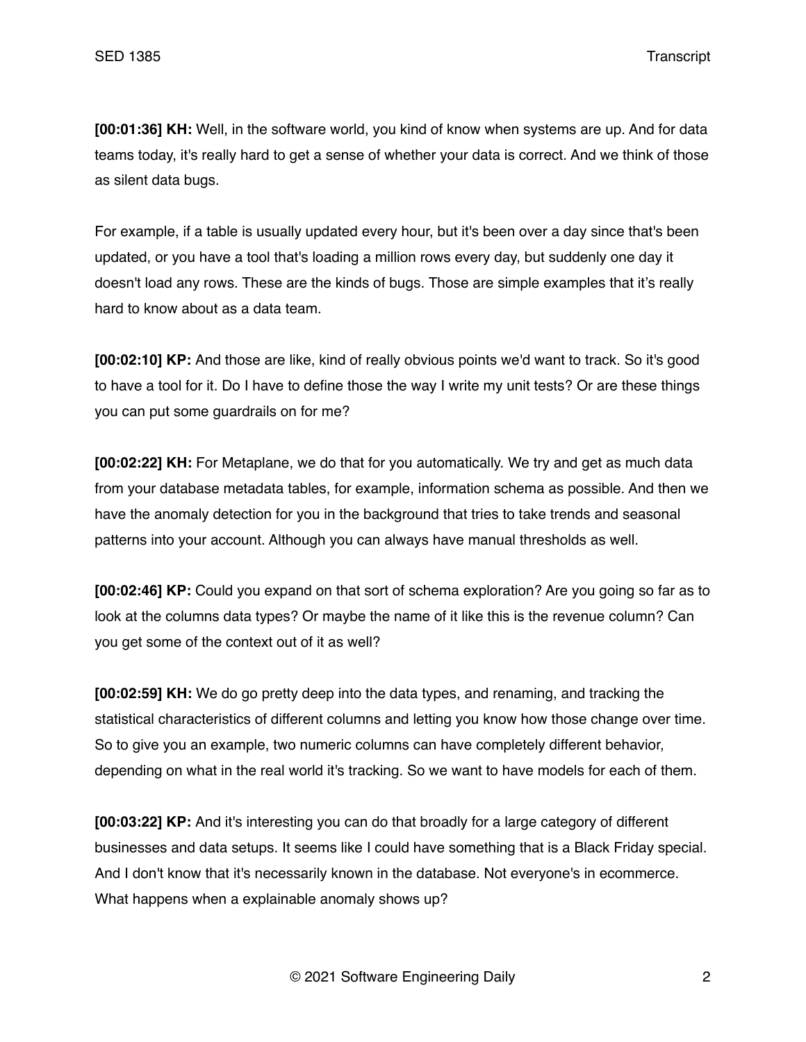**[00:01:36] KH:** Well, in the software world, you kind of know when systems are up. And for data teams today, it's really hard to get a sense of whether your data is correct. And we think of those as silent data bugs.

For example, if a table is usually updated every hour, but it's been over a day since that's been updated, or you have a tool that's loading a million rows every day, but suddenly one day it doesn't load any rows. These are the kinds of bugs. Those are simple examples that it's really hard to know about as a data team.

**[00:02:10] KP:** And those are like, kind of really obvious points we'd want to track. So it's good to have a tool for it. Do I have to define those the way I write my unit tests? Or are these things you can put some guardrails on for me?

**[00:02:22] KH:** For Metaplane, we do that for you automatically. We try and get as much data from your database metadata tables, for example, information schema as possible. And then we have the anomaly detection for you in the background that tries to take trends and seasonal patterns into your account. Although you can always have manual thresholds as well.

**[00:02:46] KP:** Could you expand on that sort of schema exploration? Are you going so far as to look at the columns data types? Or maybe the name of it like this is the revenue column? Can you get some of the context out of it as well?

**[00:02:59] KH:** We do go pretty deep into the data types, and renaming, and tracking the statistical characteristics of different columns and letting you know how those change over time. So to give you an example, two numeric columns can have completely different behavior, depending on what in the real world it's tracking. So we want to have models for each of them.

**[00:03:22] KP:** And it's interesting you can do that broadly for a large category of different businesses and data setups. It seems like I could have something that is a Black Friday special. And I don't know that it's necessarily known in the database. Not everyone's in ecommerce. What happens when a explainable anomaly shows up?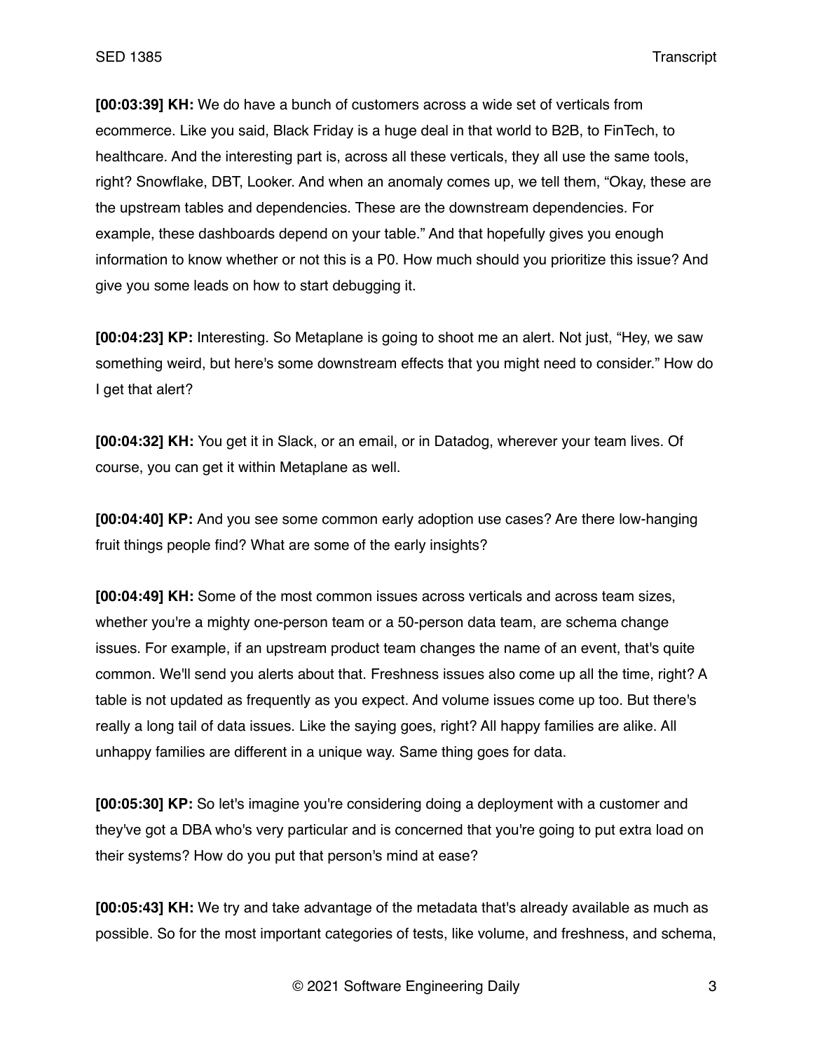**[00:03:39] KH:** We do have a bunch of customers across a wide set of verticals from ecommerce. Like you said, Black Friday is a huge deal in that world to B2B, to FinTech, to healthcare. And the interesting part is, across all these verticals, they all use the same tools, right? Snowflake, DBT, Looker. And when an anomaly comes up, we tell them, "Okay, these are the upstream tables and dependencies. These are the downstream dependencies. For example, these dashboards depend on your table." And that hopefully gives you enough information to know whether or not this is a P0. How much should you prioritize this issue? And give you some leads on how to start debugging it.

**[00:04:23] KP:** Interesting. So Metaplane is going to shoot me an alert. Not just, "Hey, we saw something weird, but here's some downstream effects that you might need to consider." How do I get that alert?

**[00:04:32] KH:** You get it in Slack, or an email, or in Datadog, wherever your team lives. Of course, you can get it within Metaplane as well.

**[00:04:40] KP:** And you see some common early adoption use cases? Are there low-hanging fruit things people find? What are some of the early insights?

**[00:04:49] KH:** Some of the most common issues across verticals and across team sizes, whether you're a mighty one-person team or a 50-person data team, are schema change issues. For example, if an upstream product team changes the name of an event, that's quite common. We'll send you alerts about that. Freshness issues also come up all the time, right? A table is not updated as frequently as you expect. And volume issues come up too. But there's really a long tail of data issues. Like the saying goes, right? All happy families are alike. All unhappy families are different in a unique way. Same thing goes for data.

**[00:05:30] KP:** So let's imagine you're considering doing a deployment with a customer and they've got a DBA who's very particular and is concerned that you're going to put extra load on their systems? How do you put that person's mind at ease?

**[00:05:43] KH:** We try and take advantage of the metadata that's already available as much as possible. So for the most important categories of tests, like volume, and freshness, and schema,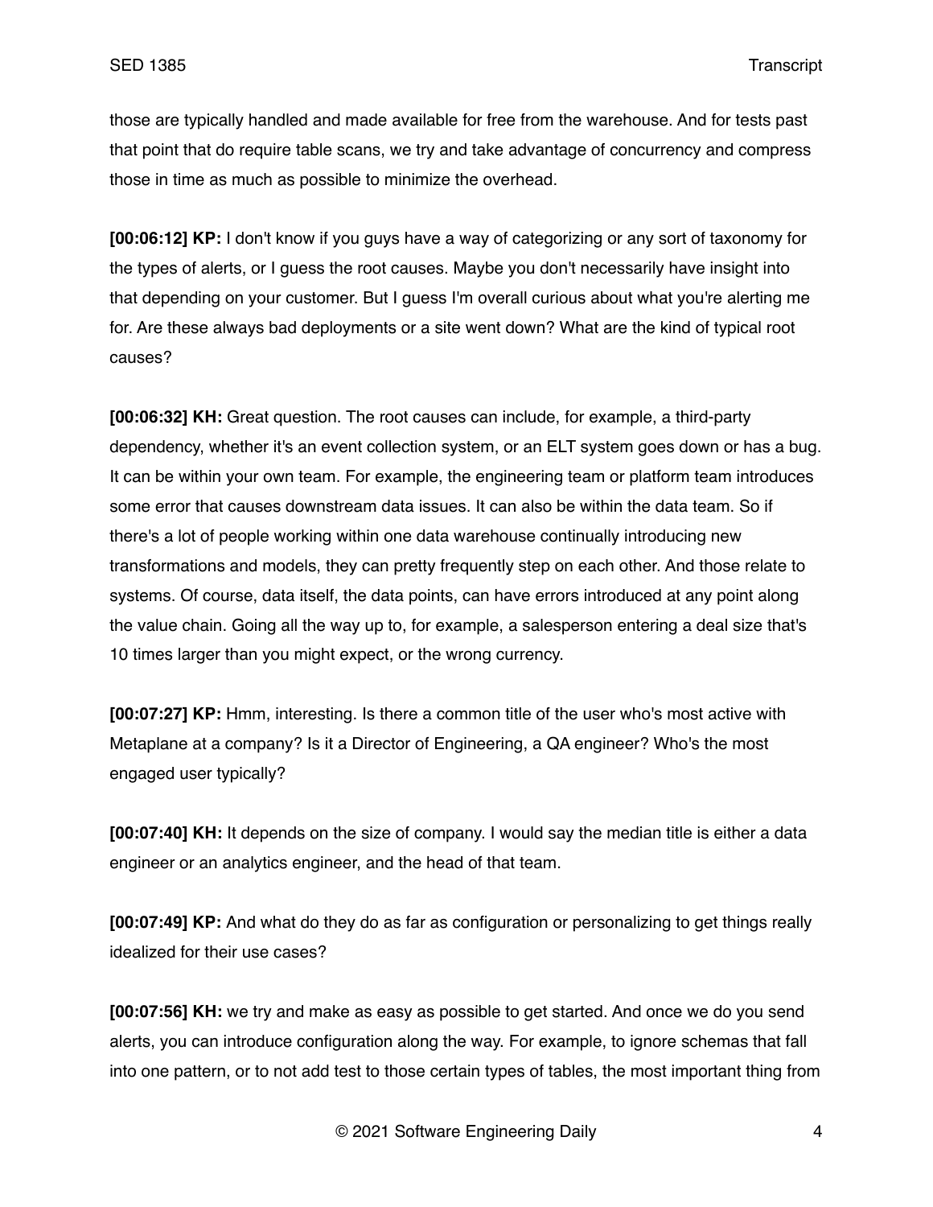those are typically handled and made available for free from the warehouse. And for tests past that point that do require table scans, we try and take advantage of concurrency and compress those in time as much as possible to minimize the overhead.

**[00:06:12] KP:** I don't know if you guys have a way of categorizing or any sort of taxonomy for the types of alerts, or I guess the root causes. Maybe you don't necessarily have insight into that depending on your customer. But I guess I'm overall curious about what you're alerting me for. Are these always bad deployments or a site went down? What are the kind of typical root causes?

**[00:06:32] KH:** Great question. The root causes can include, for example, a third-party dependency, whether it's an event collection system, or an ELT system goes down or has a bug. It can be within your own team. For example, the engineering team or platform team introduces some error that causes downstream data issues. It can also be within the data team. So if there's a lot of people working within one data warehouse continually introducing new transformations and models, they can pretty frequently step on each other. And those relate to systems. Of course, data itself, the data points, can have errors introduced at any point along the value chain. Going all the way up to, for example, a salesperson entering a deal size that's 10 times larger than you might expect, or the wrong currency.

**[00:07:27] KP:** Hmm, interesting. Is there a common title of the user who's most active with Metaplane at a company? Is it a Director of Engineering, a QA engineer? Who's the most engaged user typically?

**[00:07:40] KH:** It depends on the size of company. I would say the median title is either a data engineer or an analytics engineer, and the head of that team.

**[00:07:49] KP:** And what do they do as far as configuration or personalizing to get things really idealized for their use cases?

**[00:07:56] KH:** we try and make as easy as possible to get started. And once we do you send alerts, you can introduce configuration along the way. For example, to ignore schemas that fall into one pattern, or to not add test to those certain types of tables, the most important thing from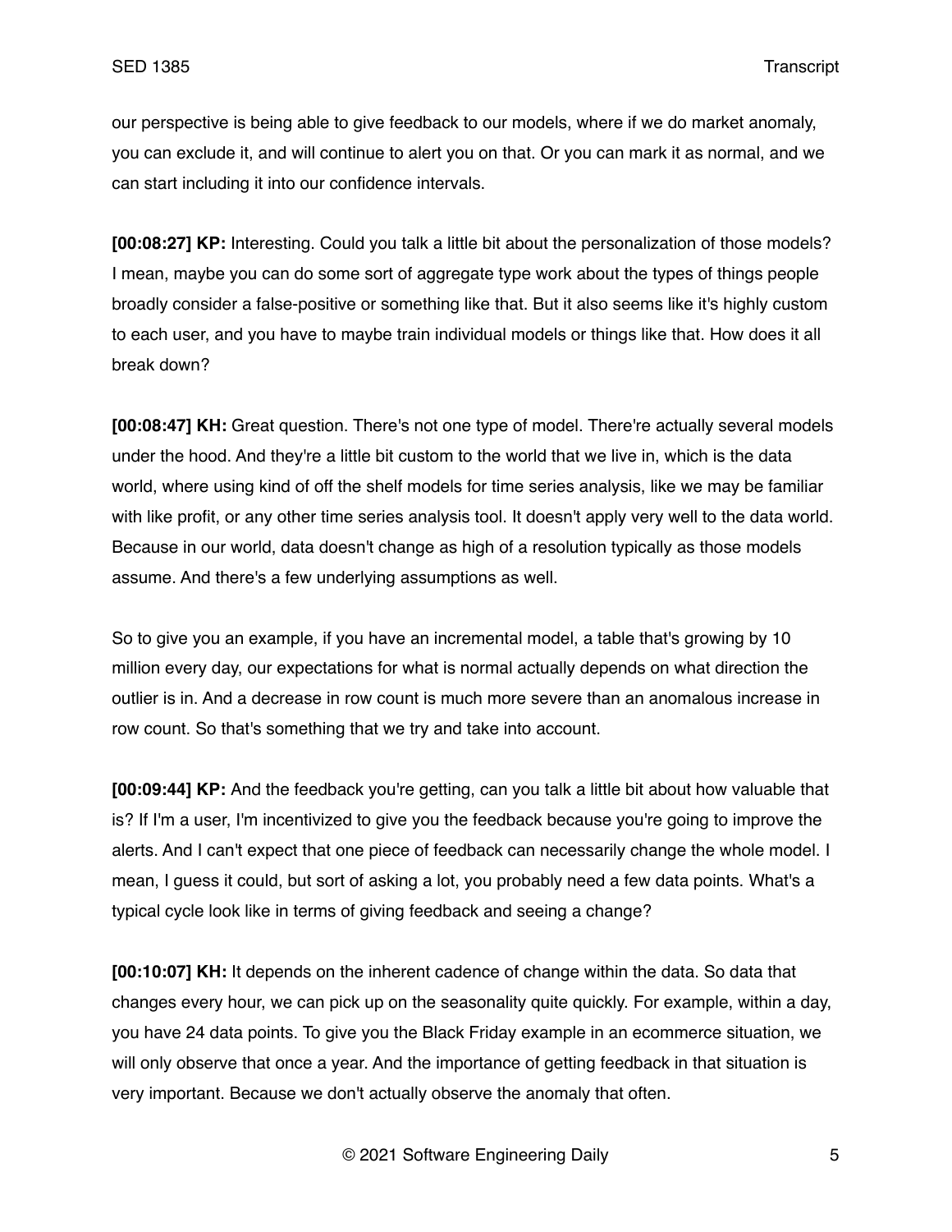our perspective is being able to give feedback to our models, where if we do market anomaly, you can exclude it, and will continue to alert you on that. Or you can mark it as normal, and we can start including it into our confidence intervals.

**[00:08:27] KP:** Interesting. Could you talk a little bit about the personalization of those models? I mean, maybe you can do some sort of aggregate type work about the types of things people broadly consider a false-positive or something like that. But it also seems like it's highly custom to each user, and you have to maybe train individual models or things like that. How does it all break down?

**[00:08:47] KH:** Great question. There's not one type of model. There're actually several models under the hood. And they're a little bit custom to the world that we live in, which is the data world, where using kind of off the shelf models for time series analysis, like we may be familiar with like profit, or any other time series analysis tool. It doesn't apply very well to the data world. Because in our world, data doesn't change as high of a resolution typically as those models assume. And there's a few underlying assumptions as well.

So to give you an example, if you have an incremental model, a table that's growing by 10 million every day, our expectations for what is normal actually depends on what direction the outlier is in. And a decrease in row count is much more severe than an anomalous increase in row count. So that's something that we try and take into account.

**[00:09:44] KP:** And the feedback you're getting, can you talk a little bit about how valuable that is? If I'm a user, I'm incentivized to give you the feedback because you're going to improve the alerts. And I can't expect that one piece of feedback can necessarily change the whole model. I mean, I guess it could, but sort of asking a lot, you probably need a few data points. What's a typical cycle look like in terms of giving feedback and seeing a change?

**[00:10:07] KH:** It depends on the inherent cadence of change within the data. So data that changes every hour, we can pick up on the seasonality quite quickly. For example, within a day, you have 24 data points. To give you the Black Friday example in an ecommerce situation, we will only observe that once a year. And the importance of getting feedback in that situation is very important. Because we don't actually observe the anomaly that often.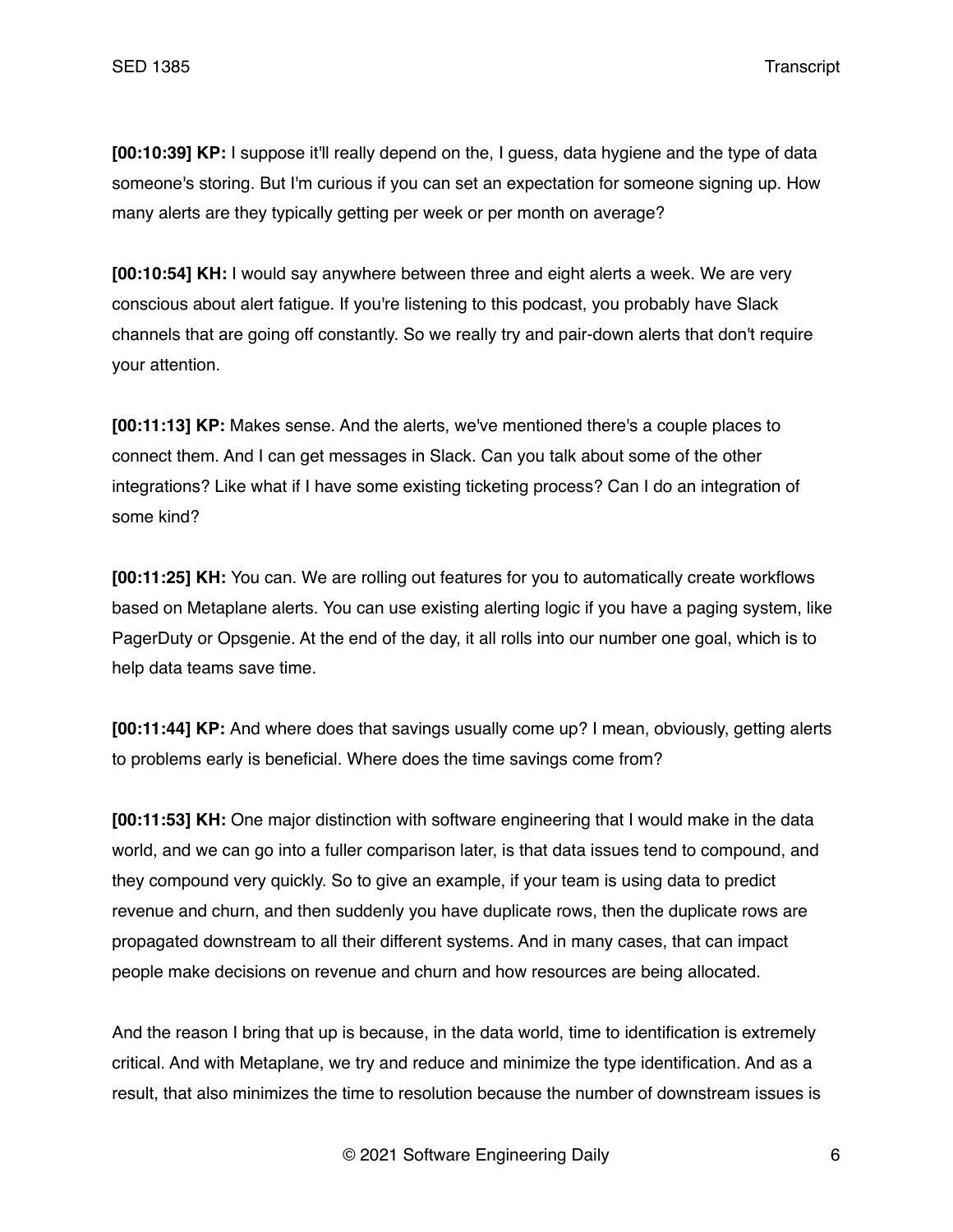**[00:10:39] KP:** I suppose it'll really depend on the, I guess, data hygiene and the type of data someone's storing. But I'm curious if you can set an expectation for someone signing up. How many alerts are they typically getting per week or per month on average?

**[00:10:54] KH:** I would say anywhere between three and eight alerts a week. We are very conscious about alert fatigue. If you're listening to this podcast, you probably have Slack channels that are going off constantly. So we really try and pair-down alerts that don't require your attention.

**[00:11:13] KP:** Makes sense. And the alerts, we've mentioned there's a couple places to connect them. And I can get messages in Slack. Can you talk about some of the other integrations? Like what if I have some existing ticketing process? Can I do an integration of some kind?

**[00:11:25] KH:** You can. We are rolling out features for you to automatically create workflows based on Metaplane alerts. You can use existing alerting logic if you have a paging system, like PagerDuty or Opsgenie. At the end of the day, it all rolls into our number one goal, which is to help data teams save time.

**[00:11:44] KP:** And where does that savings usually come up? I mean, obviously, getting alerts to problems early is beneficial. Where does the time savings come from?

**[00:11:53] KH:** One major distinction with software engineering that I would make in the data world, and we can go into a fuller comparison later, is that data issues tend to compound, and they compound very quickly. So to give an example, if your team is using data to predict revenue and churn, and then suddenly you have duplicate rows, then the duplicate rows are propagated downstream to all their different systems. And in many cases, that can impact people make decisions on revenue and churn and how resources are being allocated.

And the reason I bring that up is because, in the data world, time to identification is extremely critical. And with Metaplane, we try and reduce and minimize the type identification. And as a result, that also minimizes the time to resolution because the number of downstream issues is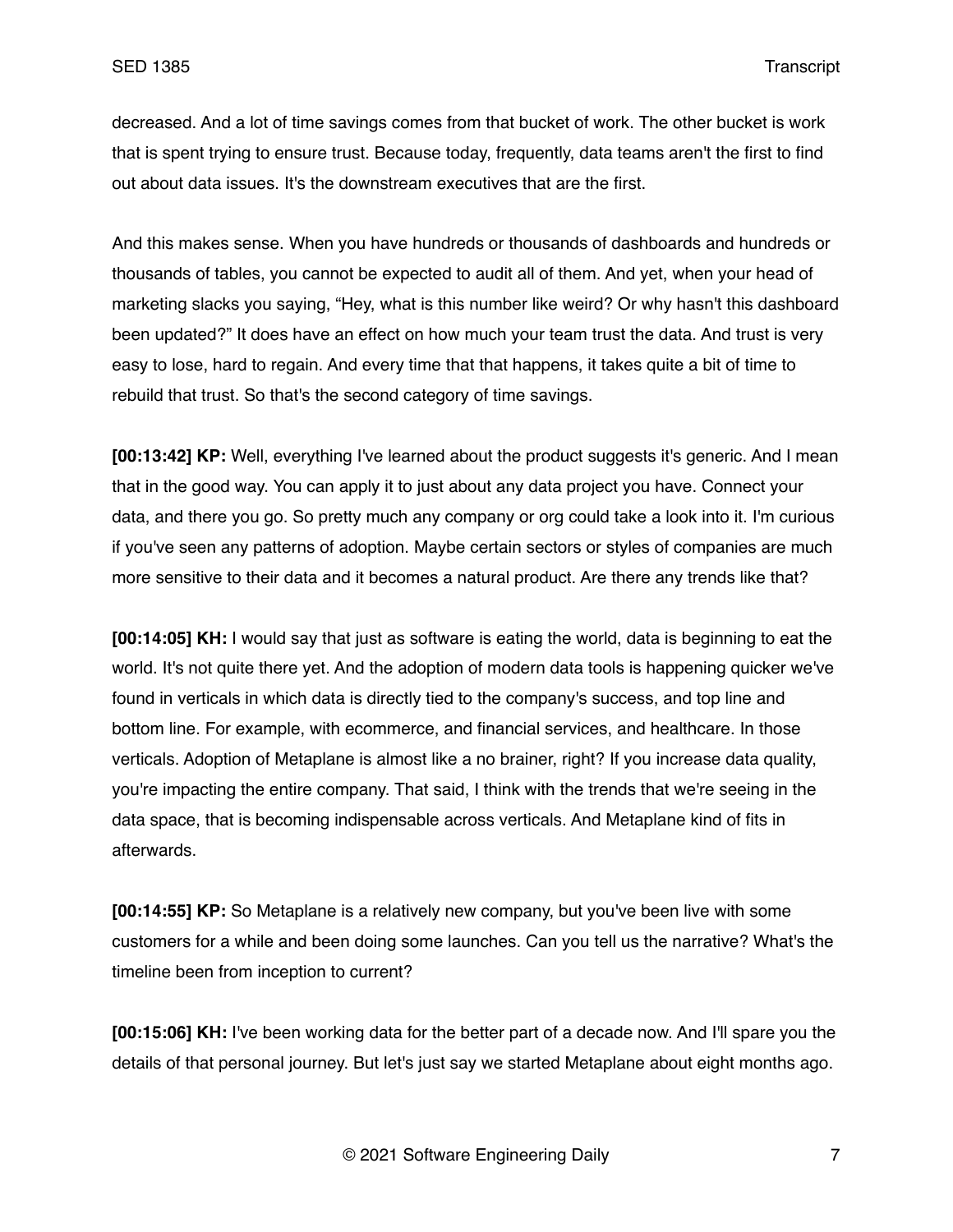decreased. And a lot of time savings comes from that bucket of work. The other bucket is work that is spent trying to ensure trust. Because today, frequently, data teams aren't the first to find out about data issues. It's the downstream executives that are the first.

And this makes sense. When you have hundreds or thousands of dashboards and hundreds or thousands of tables, you cannot be expected to audit all of them. And yet, when your head of marketing slacks you saying, "Hey, what is this number like weird? Or why hasn't this dashboard been updated?" It does have an effect on how much your team trust the data. And trust is very easy to lose, hard to regain. And every time that that happens, it takes quite a bit of time to rebuild that trust. So that's the second category of time savings.

**[00:13:42] KP:** Well, everything I've learned about the product suggests it's generic. And I mean that in the good way. You can apply it to just about any data project you have. Connect your data, and there you go. So pretty much any company or org could take a look into it. I'm curious if you've seen any patterns of adoption. Maybe certain sectors or styles of companies are much more sensitive to their data and it becomes a natural product. Are there any trends like that?

**[00:14:05] KH:** I would say that just as software is eating the world, data is beginning to eat the world. It's not quite there yet. And the adoption of modern data tools is happening quicker we've found in verticals in which data is directly tied to the company's success, and top line and bottom line. For example, with ecommerce, and financial services, and healthcare. In those verticals. Adoption of Metaplane is almost like a no brainer, right? If you increase data quality, you're impacting the entire company. That said, I think with the trends that we're seeing in the data space, that is becoming indispensable across verticals. And Metaplane kind of fits in afterwards.

**[00:14:55] KP:** So Metaplane is a relatively new company, but you've been live with some customers for a while and been doing some launches. Can you tell us the narrative? What's the timeline been from inception to current?

**[00:15:06] KH:** I've been working data for the better part of a decade now. And I'll spare you the details of that personal journey. But let's just say we started Metaplane about eight months ago.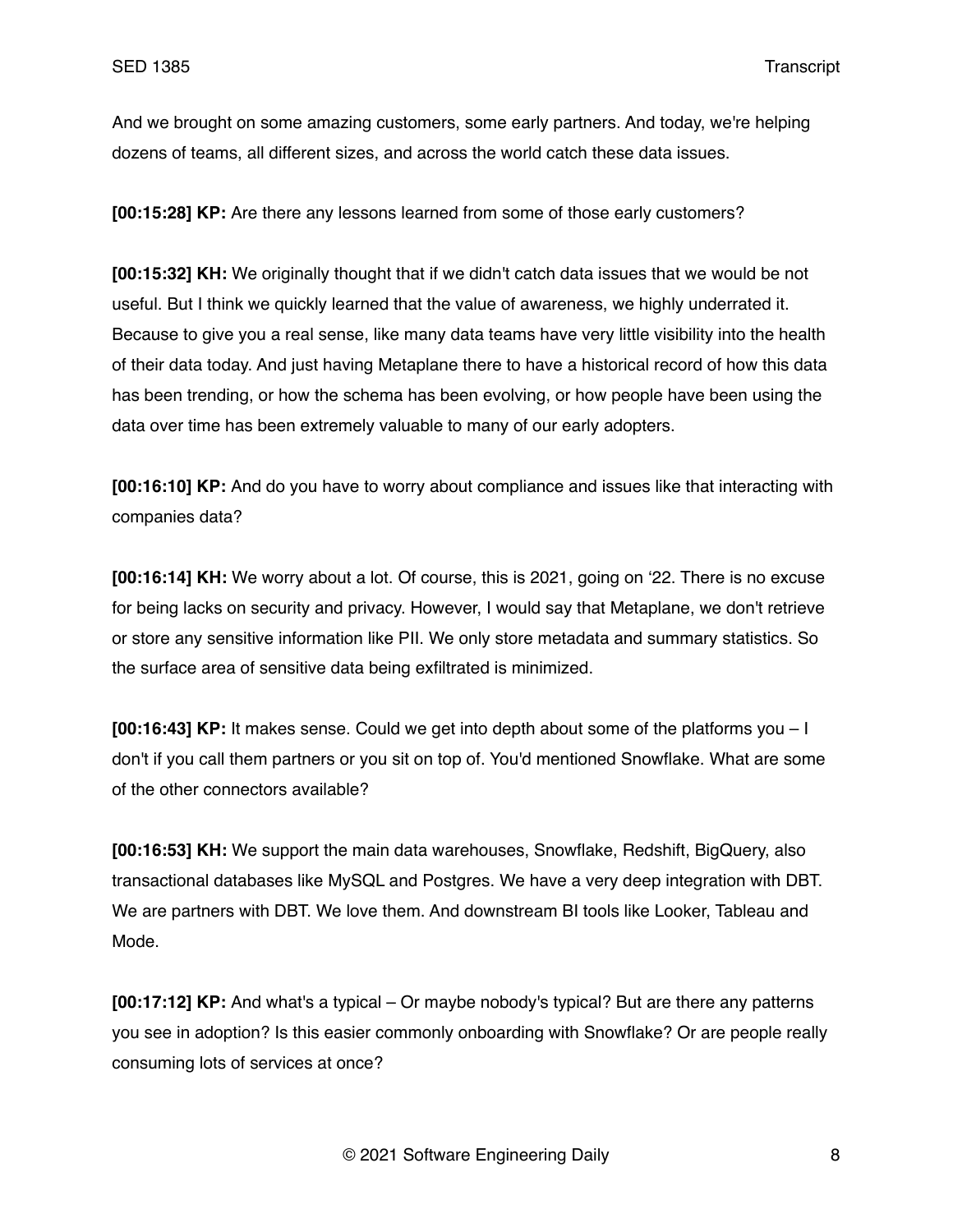And we brought on some amazing customers, some early partners. And today, we're helping dozens of teams, all different sizes, and across the world catch these data issues.

**[00:15:28] KP:** Are there any lessons learned from some of those early customers?

**[00:15:32] KH:** We originally thought that if we didn't catch data issues that we would be not useful. But I think we quickly learned that the value of awareness, we highly underrated it. Because to give you a real sense, like many data teams have very little visibility into the health of their data today. And just having Metaplane there to have a historical record of how this data has been trending, or how the schema has been evolving, or how people have been using the data over time has been extremely valuable to many of our early adopters.

**[00:16:10] KP:** And do you have to worry about compliance and issues like that interacting with companies data?

**[00:16:14] KH:** We worry about a lot. Of course, this is 2021, going on '22. There is no excuse for being lacks on security and privacy. However, I would say that Metaplane, we don't retrieve or store any sensitive information like PII. We only store metadata and summary statistics. So the surface area of sensitive data being exfiltrated is minimized.

**[00:16:43] KP:** It makes sense. Could we get into depth about some of the platforms you – I don't if you call them partners or you sit on top of. You'd mentioned Snowflake. What are some of the other connectors available?

**[00:16:53] KH:** We support the main data warehouses, Snowflake, Redshift, BigQuery, also transactional databases like MySQL and Postgres. We have a very deep integration with DBT. We are partners with DBT. We love them. And downstream BI tools like Looker, Tableau and Mode.

**[00:17:12] KP:** And what's a typical – Or maybe nobody's typical? But are there any patterns you see in adoption? Is this easier commonly onboarding with Snowflake? Or are people really consuming lots of services at once?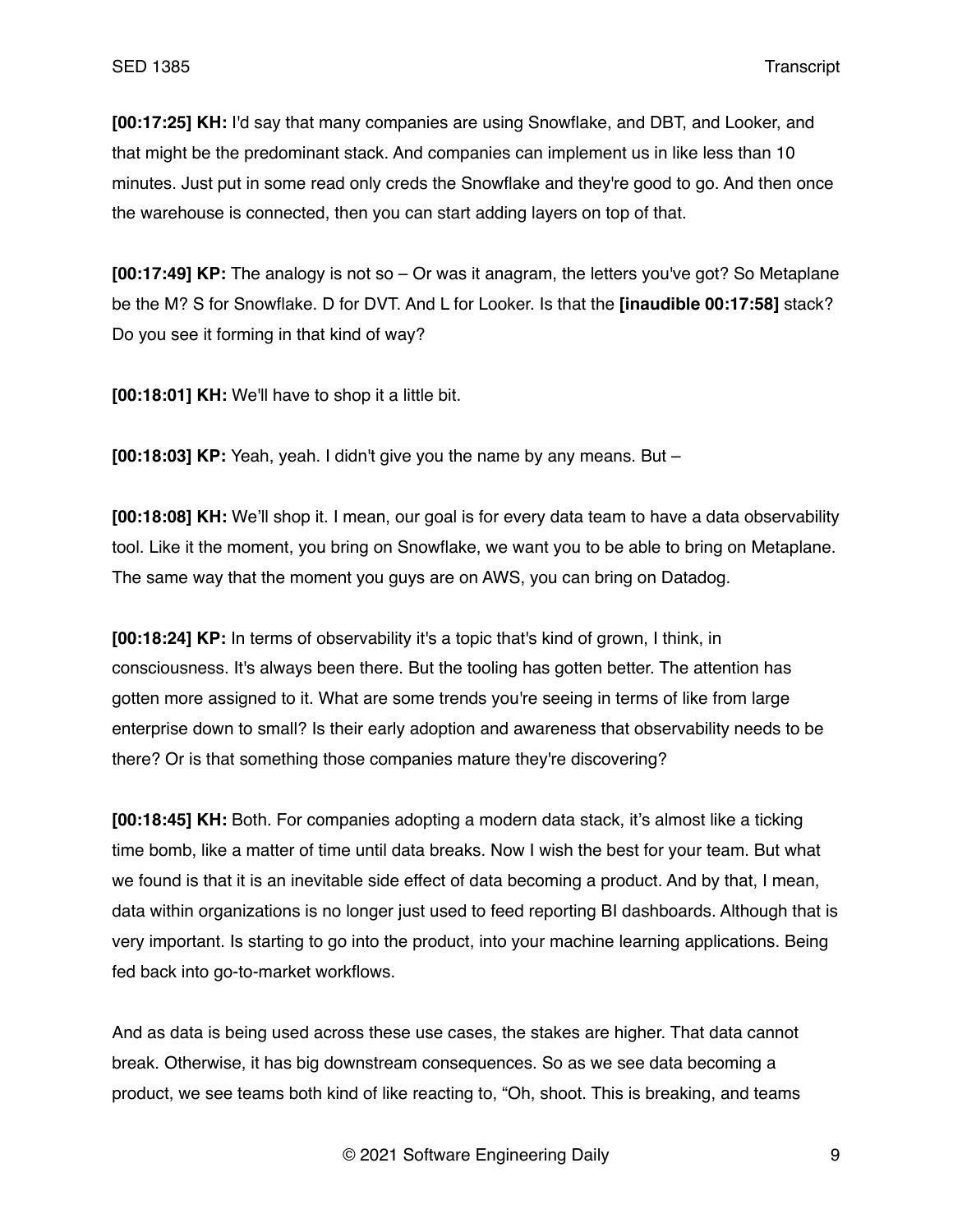**[00:17:25] KH:** I'd say that many companies are using Snowflake, and DBT, and Looker, and that might be the predominant stack. And companies can implement us in like less than 10 minutes. Just put in some read only creds the Snowflake and they're good to go. And then once the warehouse is connected, then you can start adding layers on top of that.

**[00:17:49] KP:** The analogy is not so – Or was it anagram, the letters you've got? So Metaplane be the M? S for Snowflake. D for DVT. And L for Looker. Is that the **[inaudible 00:17:58]** stack? Do you see it forming in that kind of way?

**[00:18:01] KH:** We'll have to shop it a little bit.

**[00:18:03] KP:** Yeah, yeah. I didn't give you the name by any means. But –

**[00:18:08] KH:** We'll shop it. I mean, our goal is for every data team to have a data observability tool. Like it the moment, you bring on Snowflake, we want you to be able to bring on Metaplane. The same way that the moment you guys are on AWS, you can bring on Datadog.

**[00:18:24] KP:** In terms of observability it's a topic that's kind of grown, I think, in consciousness. It's always been there. But the tooling has gotten better. The attention has gotten more assigned to it. What are some trends you're seeing in terms of like from large enterprise down to small? Is their early adoption and awareness that observability needs to be there? Or is that something those companies mature they're discovering?

**[00:18:45] KH:** Both. For companies adopting a modern data stack, it's almost like a ticking time bomb, like a matter of time until data breaks. Now I wish the best for your team. But what we found is that it is an inevitable side effect of data becoming a product. And by that, I mean, data within organizations is no longer just used to feed reporting BI dashboards. Although that is very important. Is starting to go into the product, into your machine learning applications. Being fed back into go-to-market workflows.

And as data is being used across these use cases, the stakes are higher. That data cannot break. Otherwise, it has big downstream consequences. So as we see data becoming a product, we see teams both kind of like reacting to, "Oh, shoot. This is breaking, and teams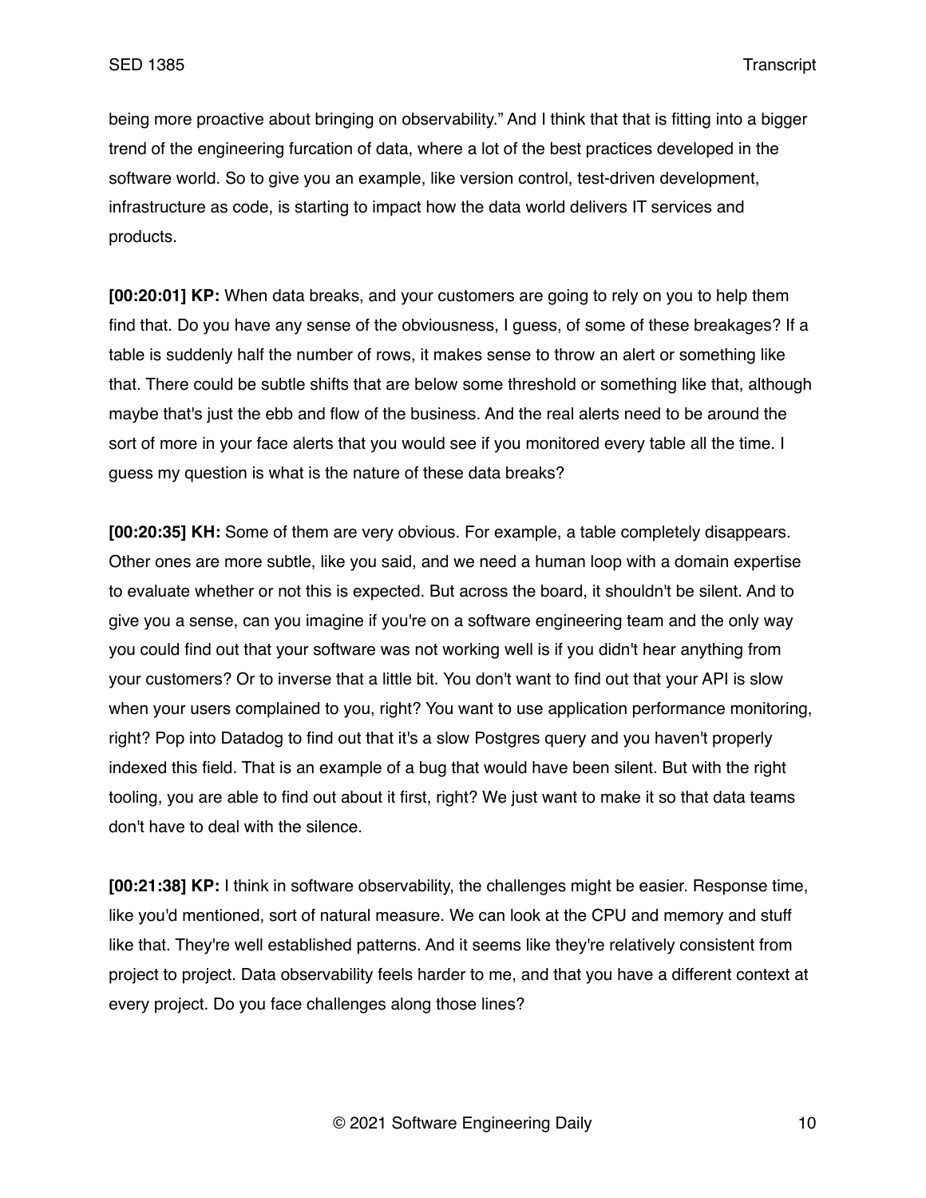being more proactive about bringing on observability." And I think that that is fitting into a bigger trend of the engineering furcation of data, where a lot of the best practices developed in the software world. So to give you an example, like version control, test-driven development, infrastructure as code, is starting to impact how the data world delivers IT services and products.

**[00:20:01] KP:** When data breaks, and your customers are going to rely on you to help them find that. Do you have any sense of the obviousness, I guess, of some of these breakages? If a table is suddenly half the number of rows, it makes sense to throw an alert or something like that. There could be subtle shifts that are below some threshold or something like that, although maybe that's just the ebb and flow of the business. And the real alerts need to be around the sort of more in your face alerts that you would see if you monitored every table all the time. I guess my question is what is the nature of these data breaks?

**[00:20:35] KH:** Some of them are very obvious. For example, a table completely disappears. Other ones are more subtle, like you said, and we need a human loop with a domain expertise to evaluate whether or not this is expected. But across the board, it shouldn't be silent. And to give you a sense, can you imagine if you're on a software engineering team and the only way you could find out that your software was not working well is if you didn't hear anything from your customers? Or to inverse that a little bit. You don't want to find out that your API is slow when your users complained to you, right? You want to use application performance monitoring, right? Pop into Datadog to find out that it's a slow Postgres query and you haven't properly indexed this field. That is an example of a bug that would have been silent. But with the right tooling, you are able to find out about it first, right? We just want to make it so that data teams don't have to deal with the silence.

**[00:21:38] KP:** I think in software observability, the challenges might be easier. Response time, like you'd mentioned, sort of natural measure. We can look at the CPU and memory and stuff like that. They're well established patterns. And it seems like they're relatively consistent from project to project. Data observability feels harder to me, and that you have a different context at every project. Do you face challenges along those lines?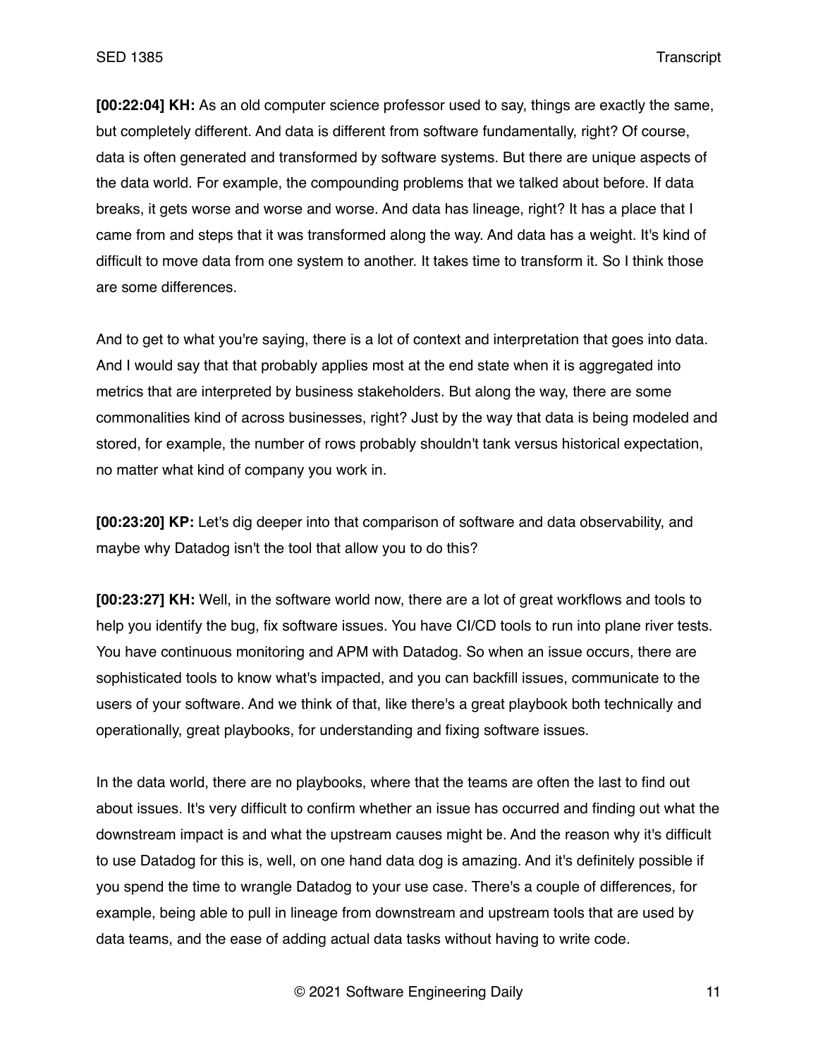**[00:22:04] KH:** As an old computer science professor used to say, things are exactly the same, but completely different. And data is different from software fundamentally, right? Of course, data is often generated and transformed by software systems. But there are unique aspects of the data world. For example, the compounding problems that we talked about before. If data breaks, it gets worse and worse and worse. And data has lineage, right? It has a place that I came from and steps that it was transformed along the way. And data has a weight. It's kind of difficult to move data from one system to another. It takes time to transform it. So I think those are some differences.

And to get to what you're saying, there is a lot of context and interpretation that goes into data. And I would say that that probably applies most at the end state when it is aggregated into metrics that are interpreted by business stakeholders. But along the way, there are some commonalities kind of across businesses, right? Just by the way that data is being modeled and stored, for example, the number of rows probably shouldn't tank versus historical expectation, no matter what kind of company you work in.

**[00:23:20] KP:** Let's dig deeper into that comparison of software and data observability, and maybe why Datadog isn't the tool that allow you to do this?

**[00:23:27] KH:** Well, in the software world now, there are a lot of great workflows and tools to help you identify the bug, fix software issues. You have CI/CD tools to run into plane river tests. You have continuous monitoring and APM with Datadog. So when an issue occurs, there are sophisticated tools to know what's impacted, and you can backfill issues, communicate to the users of your software. And we think of that, like there's a great playbook both technically and operationally, great playbooks, for understanding and fixing software issues.

In the data world, there are no playbooks, where that the teams are often the last to find out about issues. It's very difficult to confirm whether an issue has occurred and finding out what the downstream impact is and what the upstream causes might be. And the reason why it's difficult to use Datadog for this is, well, on one hand data dog is amazing. And it's definitely possible if you spend the time to wrangle Datadog to your use case. There's a couple of differences, for example, being able to pull in lineage from downstream and upstream tools that are used by data teams, and the ease of adding actual data tasks without having to write code.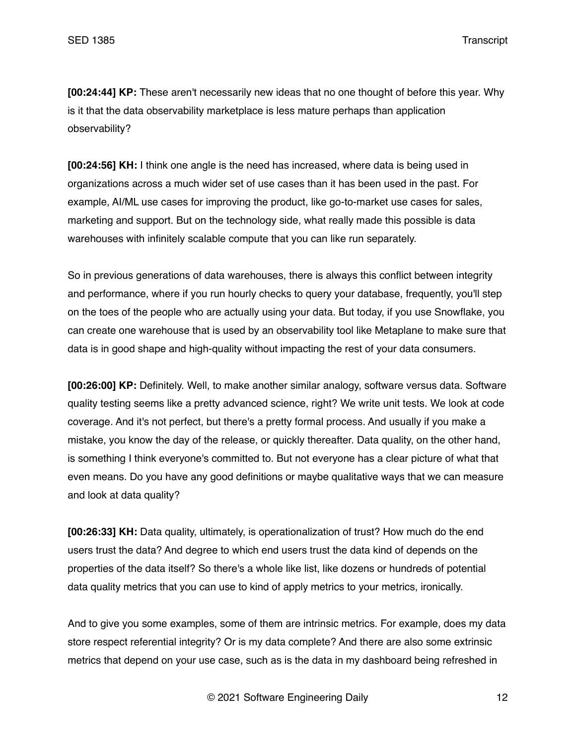**[00:24:44] KP:** These aren't necessarily new ideas that no one thought of before this year. Why is it that the data observability marketplace is less mature perhaps than application observability?

**[00:24:56] KH:** I think one angle is the need has increased, where data is being used in organizations across a much wider set of use cases than it has been used in the past. For example, AI/ML use cases for improving the product, like go-to-market use cases for sales, marketing and support. But on the technology side, what really made this possible is data warehouses with infinitely scalable compute that you can like run separately.

So in previous generations of data warehouses, there is always this conflict between integrity and performance, where if you run hourly checks to query your database, frequently, you'll step on the toes of the people who are actually using your data. But today, if you use Snowflake, you can create one warehouse that is used by an observability tool like Metaplane to make sure that data is in good shape and high-quality without impacting the rest of your data consumers.

**[00:26:00] KP:** Definitely. Well, to make another similar analogy, software versus data. Software quality testing seems like a pretty advanced science, right? We write unit tests. We look at code coverage. And it's not perfect, but there's a pretty formal process. And usually if you make a mistake, you know the day of the release, or quickly thereafter. Data quality, on the other hand, is something I think everyone's committed to. But not everyone has a clear picture of what that even means. Do you have any good definitions or maybe qualitative ways that we can measure and look at data quality?

**[00:26:33] KH:** Data quality, ultimately, is operationalization of trust? How much do the end users trust the data? And degree to which end users trust the data kind of depends on the properties of the data itself? So there's a whole like list, like dozens or hundreds of potential data quality metrics that you can use to kind of apply metrics to your metrics, ironically.

And to give you some examples, some of them are intrinsic metrics. For example, does my data store respect referential integrity? Or is my data complete? And there are also some extrinsic metrics that depend on your use case, such as is the data in my dashboard being refreshed in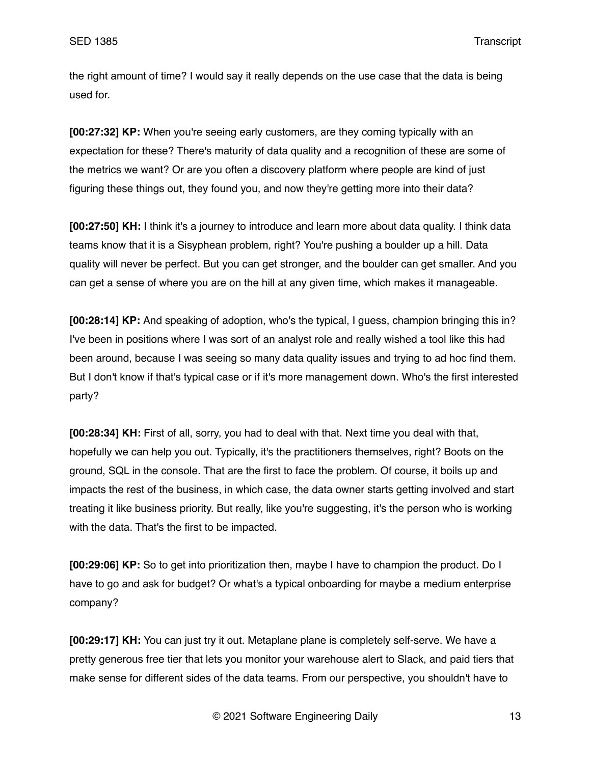the right amount of time? I would say it really depends on the use case that the data is being used for.

**[00:27:32] KP:** When you're seeing early customers, are they coming typically with an expectation for these? There's maturity of data quality and a recognition of these are some of the metrics we want? Or are you often a discovery platform where people are kind of just figuring these things out, they found you, and now they're getting more into their data?

**[00:27:50] KH:** I think it's a journey to introduce and learn more about data quality. I think data teams know that it is a Sisyphean problem, right? You're pushing a boulder up a hill. Data quality will never be perfect. But you can get stronger, and the boulder can get smaller. And you can get a sense of where you are on the hill at any given time, which makes it manageable.

**[00:28:14] KP:** And speaking of adoption, who's the typical, I guess, champion bringing this in? I've been in positions where I was sort of an analyst role and really wished a tool like this had been around, because I was seeing so many data quality issues and trying to ad hoc find them. But I don't know if that's typical case or if it's more management down. Who's the first interested party?

**[00:28:34] KH:** First of all, sorry, you had to deal with that. Next time you deal with that, hopefully we can help you out. Typically, it's the practitioners themselves, right? Boots on the ground, SQL in the console. That are the first to face the problem. Of course, it boils up and impacts the rest of the business, in which case, the data owner starts getting involved and start treating it like business priority. But really, like you're suggesting, it's the person who is working with the data. That's the first to be impacted.

**[00:29:06] KP:** So to get into prioritization then, maybe I have to champion the product. Do I have to go and ask for budget? Or what's a typical onboarding for maybe a medium enterprise company?

**[00:29:17] KH:** You can just try it out. Metaplane plane is completely self-serve. We have a pretty generous free tier that lets you monitor your warehouse alert to Slack, and paid tiers that make sense for different sides of the data teams. From our perspective, you shouldn't have to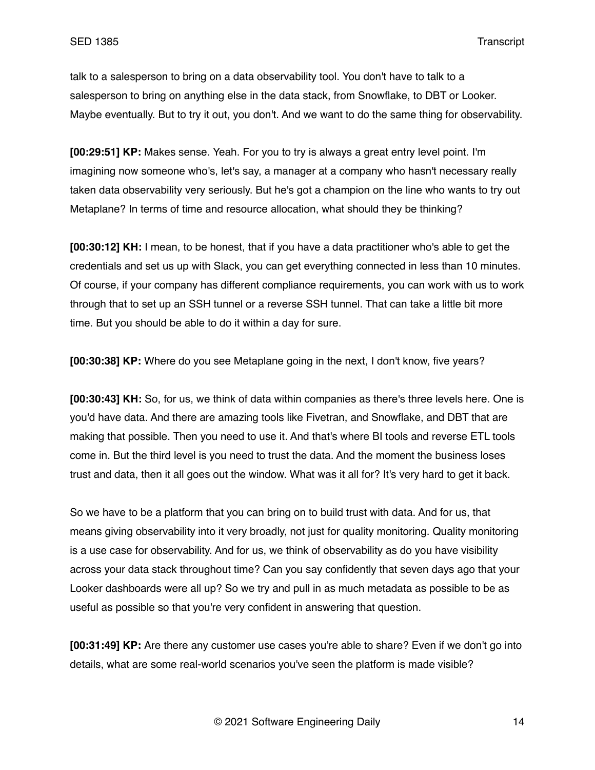talk to a salesperson to bring on a data observability tool. You don't have to talk to a salesperson to bring on anything else in the data stack, from Snowflake, to DBT or Looker. Maybe eventually. But to try it out, you don't. And we want to do the same thing for observability.

**[00:29:51] KP:** Makes sense. Yeah. For you to try is always a great entry level point. I'm imagining now someone who's, let's say, a manager at a company who hasn't necessary really taken data observability very seriously. But he's got a champion on the line who wants to try out Metaplane? In terms of time and resource allocation, what should they be thinking?

**[00:30:12] KH:** I mean, to be honest, that if you have a data practitioner who's able to get the credentials and set us up with Slack, you can get everything connected in less than 10 minutes. Of course, if your company has different compliance requirements, you can work with us to work through that to set up an SSH tunnel or a reverse SSH tunnel. That can take a little bit more time. But you should be able to do it within a day for sure.

**[00:30:38] KP:** Where do you see Metaplane going in the next, I don't know, five years?

**[00:30:43] KH:** So, for us, we think of data within companies as there's three levels here. One is you'd have data. And there are amazing tools like Fivetran, and Snowflake, and DBT that are making that possible. Then you need to use it. And that's where BI tools and reverse ETL tools come in. But the third level is you need to trust the data. And the moment the business loses trust and data, then it all goes out the window. What was it all for? It's very hard to get it back.

So we have to be a platform that you can bring on to build trust with data. And for us, that means giving observability into it very broadly, not just for quality monitoring. Quality monitoring is a use case for observability. And for us, we think of observability as do you have visibility across your data stack throughout time? Can you say confidently that seven days ago that your Looker dashboards were all up? So we try and pull in as much metadata as possible to be as useful as possible so that you're very confident in answering that question.

**[00:31:49] KP:** Are there any customer use cases you're able to share? Even if we don't go into details, what are some real-world scenarios you've seen the platform is made visible?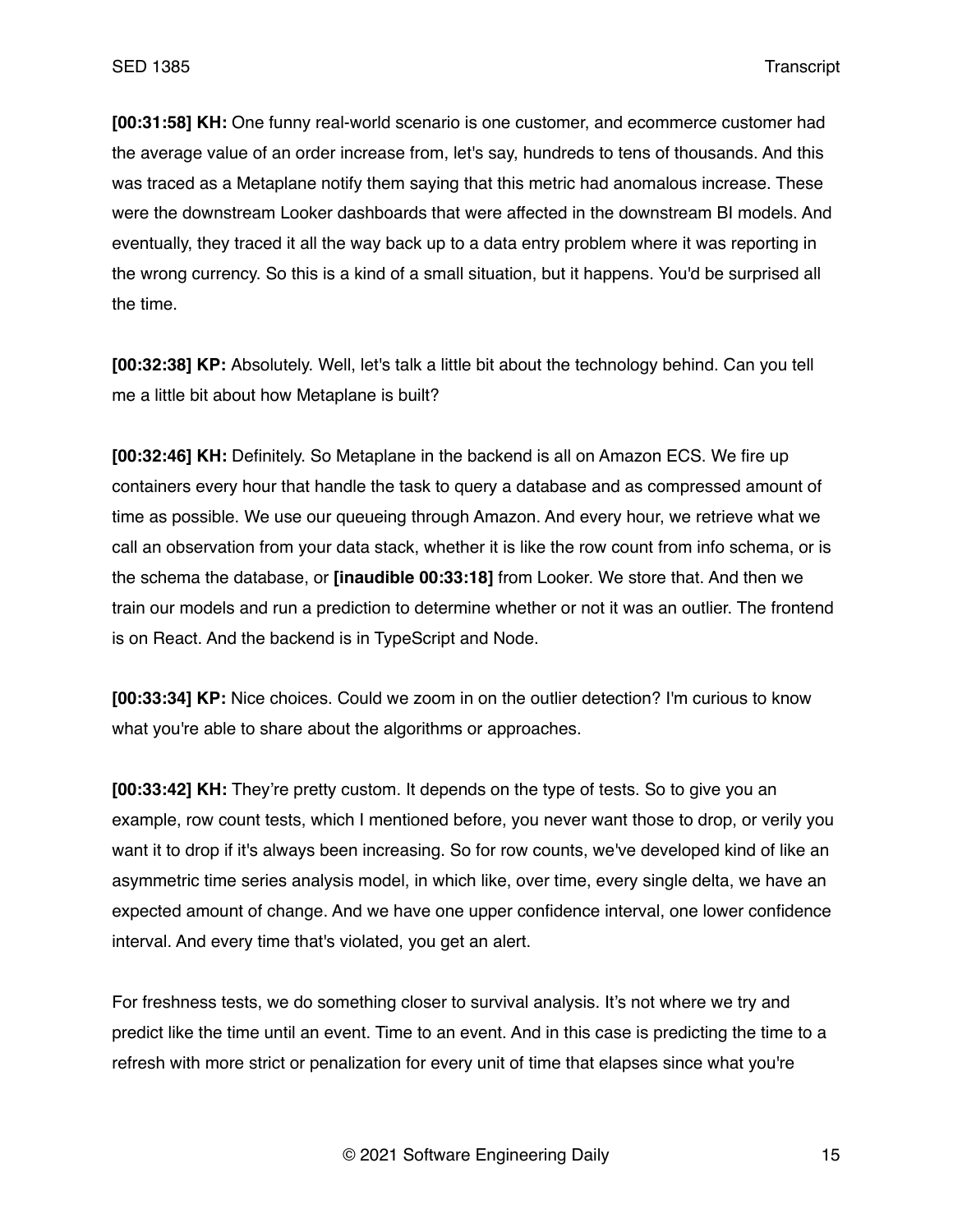**[00:31:58] KH:** One funny real-world scenario is one customer, and ecommerce customer had the average value of an order increase from, let's say, hundreds to tens of thousands. And this was traced as a Metaplane notify them saying that this metric had anomalous increase. These were the downstream Looker dashboards that were affected in the downstream BI models. And eventually, they traced it all the way back up to a data entry problem where it was reporting in the wrong currency. So this is a kind of a small situation, but it happens. You'd be surprised all the time.

**[00:32:38] KP:** Absolutely. Well, let's talk a little bit about the technology behind. Can you tell me a little bit about how Metaplane is built?

**[00:32:46] KH:** Definitely. So Metaplane in the backend is all on Amazon ECS. We fire up containers every hour that handle the task to query a database and as compressed amount of time as possible. We use our queueing through Amazon. And every hour, we retrieve what we call an observation from your data stack, whether it is like the row count from info schema, or is the schema the database, or **[inaudible 00:33:18]** from Looker. We store that. And then we train our models and run a prediction to determine whether or not it was an outlier. The frontend is on React. And the backend is in TypeScript and Node.

**[00:33:34] KP:** Nice choices. Could we zoom in on the outlier detection? I'm curious to know what you're able to share about the algorithms or approaches.

**[00:33:42] KH:** They're pretty custom. It depends on the type of tests. So to give you an example, row count tests, which I mentioned before, you never want those to drop, or verily you want it to drop if it's always been increasing. So for row counts, we've developed kind of like an asymmetric time series analysis model, in which like, over time, every single delta, we have an expected amount of change. And we have one upper confidence interval, one lower confidence interval. And every time that's violated, you get an alert.

For freshness tests, we do something closer to survival analysis. It's not where we try and predict like the time until an event. Time to an event. And in this case is predicting the time to a refresh with more strict or penalization for every unit of time that elapses since what you're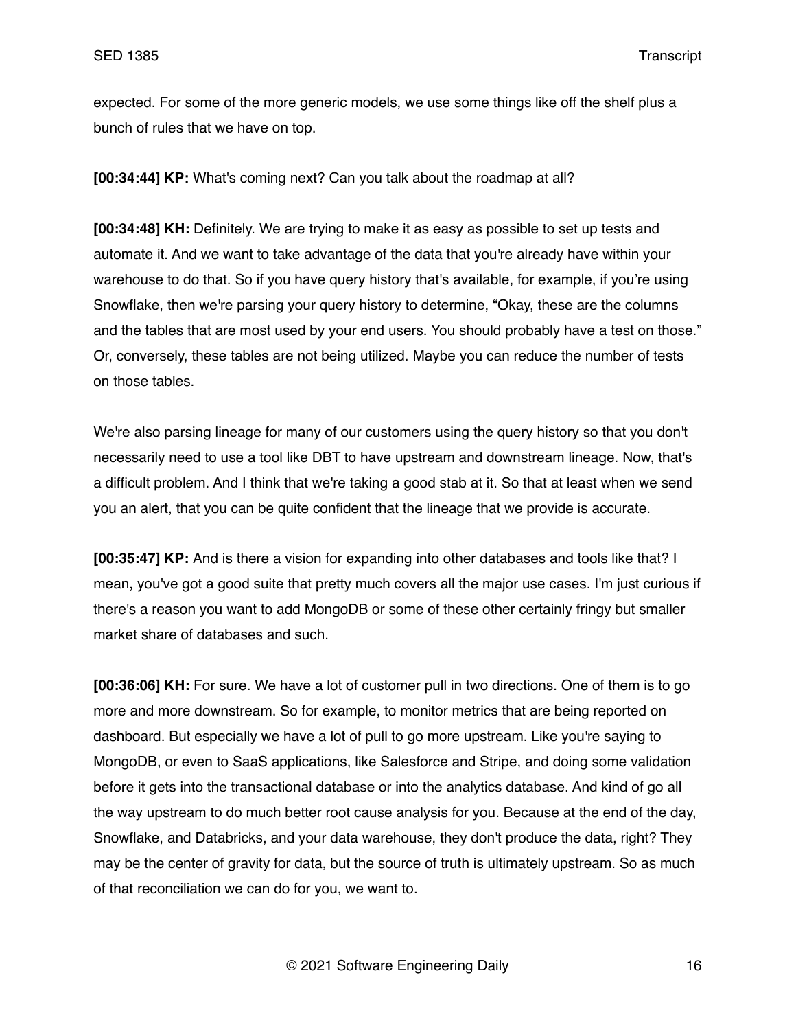expected. For some of the more generic models, we use some things like off the shelf plus a bunch of rules that we have on top.

**[00:34:44] KP:** What's coming next? Can you talk about the roadmap at all?

**[00:34:48] KH:** Definitely. We are trying to make it as easy as possible to set up tests and automate it. And we want to take advantage of the data that you're already have within your warehouse to do that. So if you have query history that's available, for example, if you're using Snowflake, then we're parsing your query history to determine, "Okay, these are the columns and the tables that are most used by your end users. You should probably have a test on those." Or, conversely, these tables are not being utilized. Maybe you can reduce the number of tests on those tables.

We're also parsing lineage for many of our customers using the query history so that you don't necessarily need to use a tool like DBT to have upstream and downstream lineage. Now, that's a difficult problem. And I think that we're taking a good stab at it. So that at least when we send you an alert, that you can be quite confident that the lineage that we provide is accurate.

**[00:35:47] KP:** And is there a vision for expanding into other databases and tools like that? I mean, you've got a good suite that pretty much covers all the major use cases. I'm just curious if there's a reason you want to add MongoDB or some of these other certainly fringy but smaller market share of databases and such.

**[00:36:06] KH:** For sure. We have a lot of customer pull in two directions. One of them is to go more and more downstream. So for example, to monitor metrics that are being reported on dashboard. But especially we have a lot of pull to go more upstream. Like you're saying to MongoDB, or even to SaaS applications, like Salesforce and Stripe, and doing some validation before it gets into the transactional database or into the analytics database. And kind of go all the way upstream to do much better root cause analysis for you. Because at the end of the day, Snowflake, and Databricks, and your data warehouse, they don't produce the data, right? They may be the center of gravity for data, but the source of truth is ultimately upstream. So as much of that reconciliation we can do for you, we want to.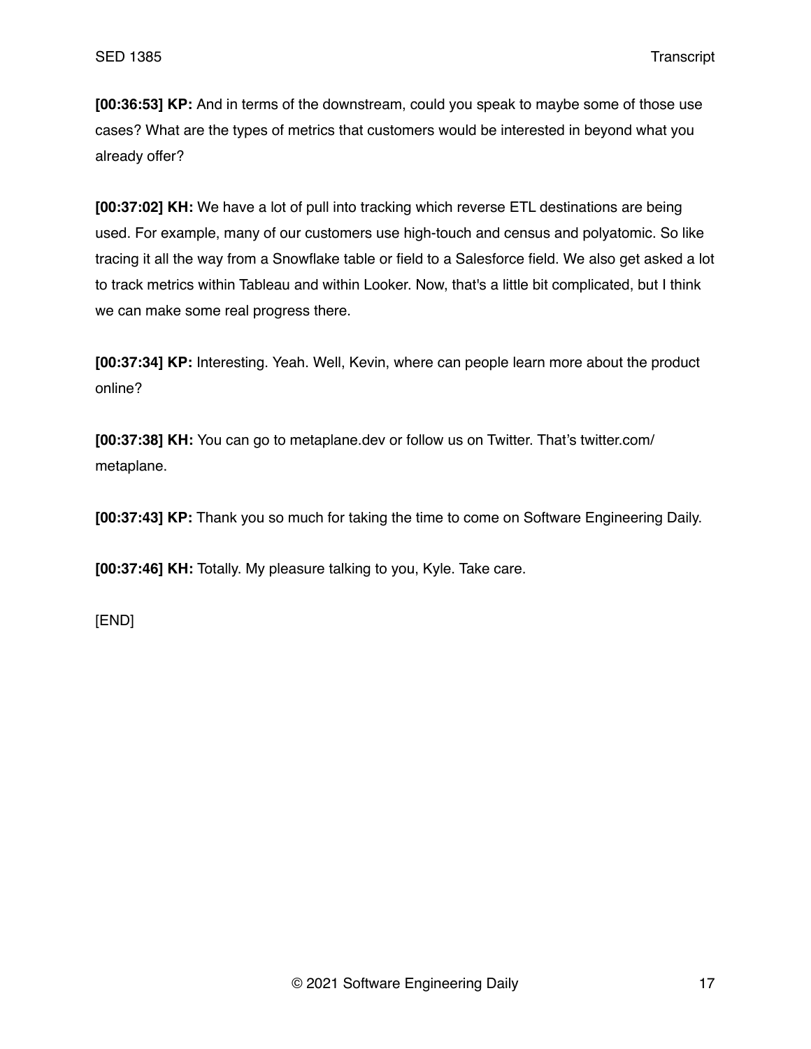**[00:36:53] KP:** And in terms of the downstream, could you speak to maybe some of those use cases? What are the types of metrics that customers would be interested in beyond what you already offer?

**[00:37:02] KH:** We have a lot of pull into tracking which reverse ETL destinations are being used. For example, many of our customers use high-touch and census and polyatomic. So like tracing it all the way from a Snowflake table or field to a Salesforce field. We also get asked a lot to track metrics within Tableau and within Looker. Now, that's a little bit complicated, but I think we can make some real progress there.

**[00:37:34] KP:** Interesting. Yeah. Well, Kevin, where can people learn more about the product online?

**[00:37:38] KH:** You can go to metaplane.dev or follow us on Twitter. That's twitter.com/metaplane.

**[00:37:43] KP:** Thank you so much for taking the time to come on Software Engineering Daily.

**[00:37:46] KH:** Totally. My pleasure talking to you, Kyle. Take care.

[END]